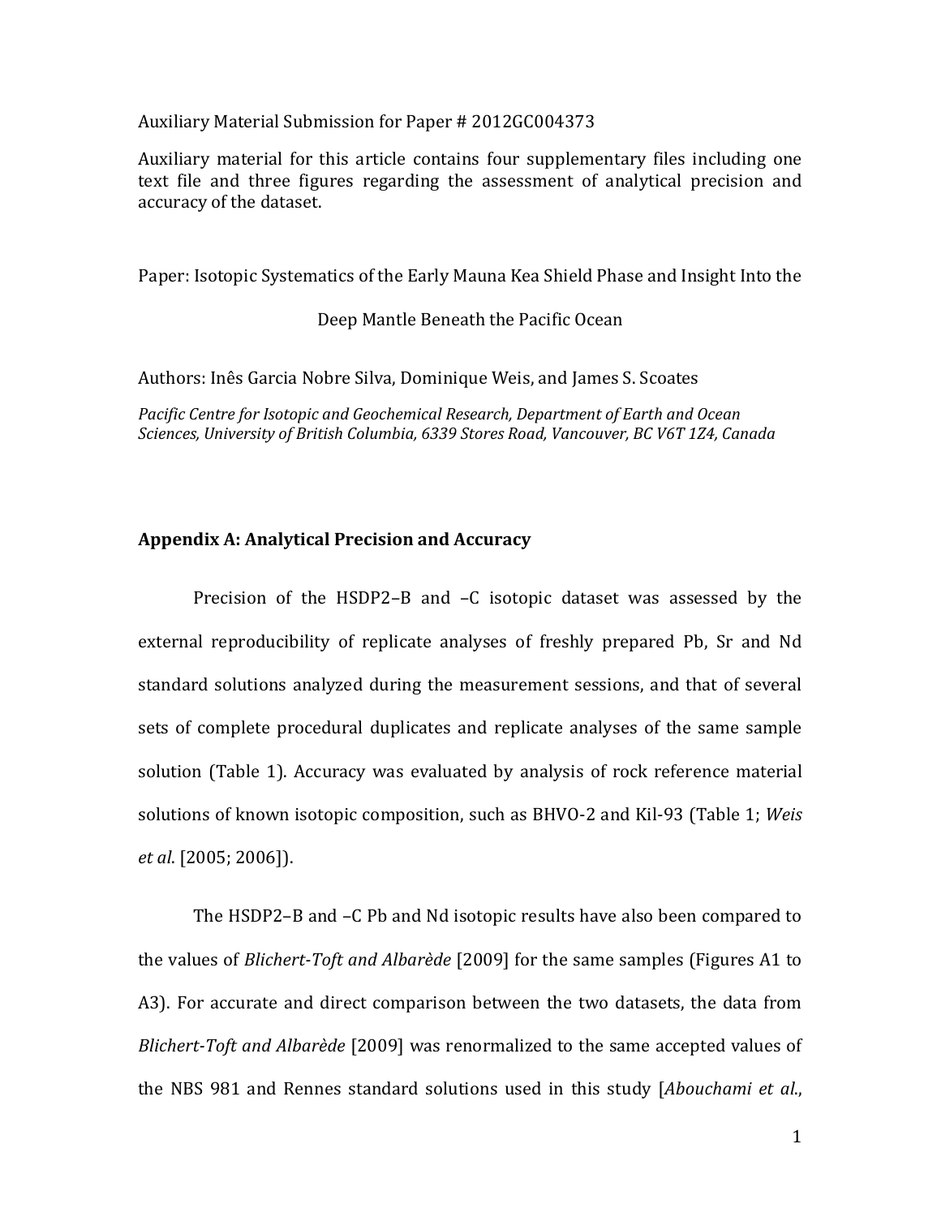Auxiliary Material Submission for Paper # 2012GC004373

Auxiliary material for this article contains four supplementary files including one text file and three figures regarding the assessment of analytical precision and accuracy of the dataset.

Paper: Isotopic Systematics of the Early Mauna Kea Shield Phase and Insight Into the Deep Mantle Beneath the Pacific Ocean

Authors: Inês Garcia Nobre Silva, Dominique Weis, and James S. Scoates

*Pacific Centre for Isotopic and Geochemical Research, Department of Earth and Ocean Sciences, University of British Columbia, 6339 Stores Road, Vancouver, BC V6T 1Z4, Canada*

## Appendix A: Analytical Precision and Accuracy

Precision of the HSDP2–B and –C isotopic dataset was assessed by the external reproducibility of replicate analyses of freshly prepared Pb, Sr and Nd standard solutions analyzed during the measurement sessions, and that of several sets of complete procedural duplicates and replicate analyses of the same sample solution (Table 1). Accuracy was evaluated by analysis of rock reference material solutions of known isotopic composition, such as BHVO-2 and Kil-93 (Table 1; *Weis et al*. [2005; 2006]).

The HSDP2–B and –C Pb and Nd isotopic results have also been compared to the values of *Blichert-Toft and Albarède* [2009] for the same samples (Figures A1 to A3). For accurate and direct comparison between the two datasets, the data from *Blichert-Toft and Albarède* [2009] was renormalized to the same accepted values of the NBS 981 and Rennes standard solutions used in this study [*Abouchami et al*.,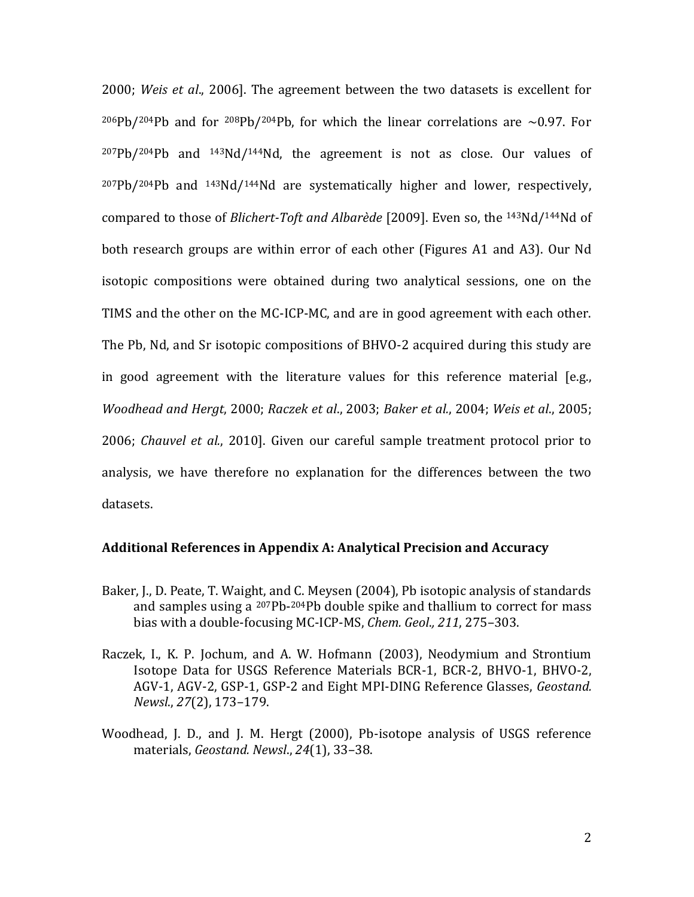2000; *Weis et al*., 2006]. The agreement between the two datasets is excellent for $^{206}Pb/^{204}Pb$ and for $^{208}Pb/^{204}Pb$, for which the linear correlations are ~0.97. For $^{207}Pb/^{204}Pb$ and $^{143}Nd/^{144}Nd$, the agreement is not as close. Our values of $^{207}Pb/^{204}Pb$ and $^{143}Nd/^{144}Nd$ are systematically higher and lower, respectively, compared to those of *Blichert-Toft and Albarède* [2009]. Even so, the $^{143}Nd/^{144}Nd$ of both research groups are within error of each other (Figures A1 and A3). Our Nd isotopic compositions were obtained during two analytical sessions, one on the TIMS and the other on the MC-ICP-MC, and are in good agreement with each other. The Pb, Nd, and Sr isotopic compositions of BHVO-2 acquired during this study are in good agreement with the literature values for this reference material [e.g., *Woodhead and Hergt*, 2000; *Raczek et al*., 2003; *Baker et al*., 2004; *Weis et al*., 2005; 2006; *Chauvel et al*., 2010]. Given our careful sample treatment protocol prior to analysis, we have therefore no explanation for the differences between the two datasets.

### Additional References in Appendix A: Analytical Precision and Accuracy

Baker, J., D. Peate, T. Waight, and C. Meysen (2004), Pb isotopic analysis of standards and samples using a $^{207}Pb$-$^{204}Pb$ double spike and thallium to correct for mass bias with a double-focusing MC-ICP-MS, *Chem. Geol., 211*, 275–303.

Raczek, I., K. P. Jochum, and A. W. Hofmann (2003), Neodymium and Strontium Isotope Data for USGS Reference Materials BCR-1, BCR-2, BHVO-1, BHVO-2, AGV-1, AGV-2, GSP-1, GSP-2 and Eight MPI-DING Reference Glasses, *Geostand. Newsl*., *27*(2), 173–179.

Woodhead, J. D., and J. M. Hergt (2000), Pb-isotope analysis of USGS reference materials, *Geostand. Newsl*., *24*(1), 33–38.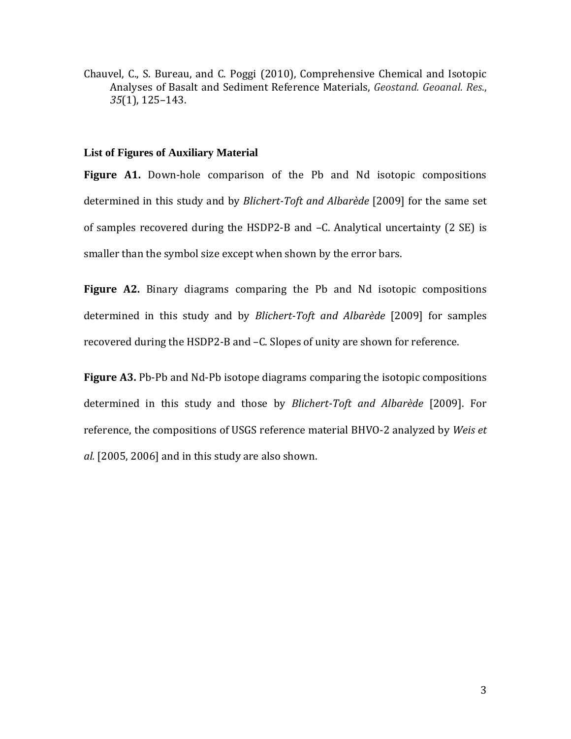Chauvel, C., S. Bureau, and C. Poggi (2010), Comprehensive Chemical and Isotopic Analyses of Basalt and Sediment Reference Materials, *Geostand. Geoanal. Res.*, *35*(1), 125–143.

### List of Figures of Auxiliary Material

**Figure A1.** Down-hole comparison of the Pb and Nd isotopic compositions determined in this study and by *Blichert-Toft and Albarède* [2009] for the same set of samples recovered during the HSDP2-B and –C. Analytical uncertainty (2 SE) is smaller than the symbol size except when shown by the error bars.

**Figure A2.** Binary diagrams comparing the Pb and Nd isotopic compositions determined in this study and by *Blichert-Toft and Albarède* [2009] for samples recovered during the HSDP2-B and –C. Slopes of unity are shown for reference.

**Figure A3.** Pb-Pb and Nd-Pb isotope diagrams comparing the isotopic compositions determined in this study and those by *Blichert-Toft and Albarède* [2009]. For reference, the compositions of USGS reference material BHVO-2 analyzed by *Weis et al.* [2005, 2006] and in this study are also shown.